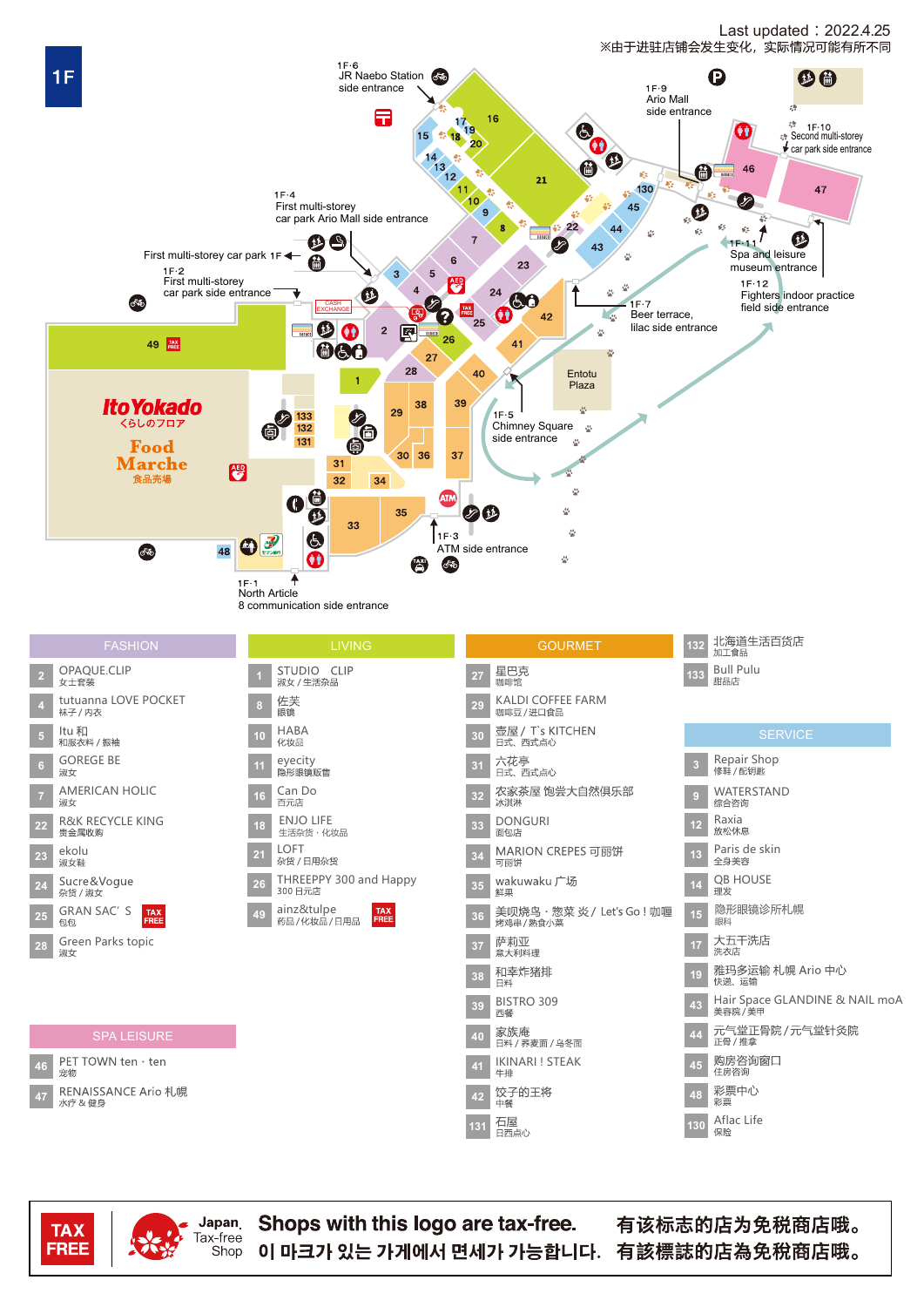# 1F

Last updated：2022.4.25
※由于进驻店铺会发生变化，实际情况可能有所不同

1F·1 North Article 8 communication side entrance
1F·2 First multi-storey car park side entrance
1F·3 ATM side entrance
1F·4 First multi-storey car park Ario Mall side entrance
1F·5 Chimney Square side entrance
1F·6 JR Naebo Station side entrance
1F·7 Beer terrace, lilac side entrance
1F·9 Ario Mall side entrance
1F·10 Second multi-storey car park side entrance
1F·11 Spa and leisure museum entrance
1F·12 Fighters indoor practice field side entrance
First multi-storey car park 1F

Ito Yokado くらしのフロア
Food Marche 食品売場
Entotu Plaza

## FASHION

| No. | Shop |
|---|---|
| 2 | OPAQUE.CLIP 女士套装 |
| 4 | tutuanna LOVE POCKET 袜子 / 内衣 |
| 5 | Itu 和 和服衣料 / 振袖 |
| 6 | GOREGE BE 淑女 |
| 7 | AMERICAN HOLIC 淑女 |
| 22 | R&K RECYCLE KING 贵金属收购 |
| 23 | ekolu 淑女鞋 |
| 24 | Sucre&Vogue 杂货 / 淑女 |
| 25 | GRAN SAC' S 包包 (TAX FREE) |
| 28 | Green Parks topic 淑女 |

## LIVING

| No. | Shop |
|---|---|
| 1 | STUDIO CLIP 淑女 / 生活杂品 |
| 8 | 佐芙 眼镜 |
| 10 | HABA 化妆品 |
| 11 | eyecity 隐形眼镜贩售 |
| 16 | Can Do 百元店 |
| 18 | ENJO LIFE 生活杂货 · 化妆品 |
| 21 | LOFT 杂货 / 日用杂货 |
| 26 | THREEPPY 300 and Happy 300 日元店 |
| 49 | ainz&tulpe 药品 / 化妆品 / 日用品 (TAX FREE) |

## GOURMET

| No. | Shop |
|---|---|
| 27 | 星巴克 咖啡馆 |
| 29 | KALDI COFFEE FARM 咖啡豆 / 进口食品 |
| 30 | 壶屋 / T`s KITCHEN 日式、西式点心 |
| 31 | 六花亭 日式、西式点心 |
| 32 | 农家茶屋 饱尝大自然俱乐部 冰淇淋 |
| 33 | DONGURI 面包店 |
| 34 | MARION CREPES 可丽饼 可丽饼 |
| 35 | wakuwaku 广场 鲜果 |
| 36 | 美呗烧鸟 · 惣菜 炎 / Let's Go ! 咖喱 烤鸡串 / 熟食小菜 |
| 37 | 萨莉亚 意大利料理 |
| 38 | 和幸炸猪排 日料 |
| 39 | BISTRO 309 西餐 |
| 40 | 家族庵 日料 / 荞麦面 / 乌冬面 |
| 41 | IKINARI ! STEAK 牛排 |
| 42 | 饺子的王将 中餐 |
| 131 | 石屋 日西点心 |
| 132 | 北海道生活百货店 加工食品 |
| 133 | Bull Pulu 甜品店 |

## SERVICE

| No. | Shop |
|---|---|
| 3 | Repair Shop 修鞋 / 配钥匙 |
| 9 | WATERSTAND 综合咨询 |
| 12 | Raxia 放松休息 |
| 13 | Paris de skin 全身美容 |
| 14 | QB HOUSE 理发 |
| 15 | 隐形眼镜诊所札幌 眼科 |
| 17 | 大五干洗店 洗衣店 |
| 19 | 雅玛多运输 札幌 Ario 中心 快递、运输 |
| 43 | Hair Space GLANDINE & NAIL moA 美容院 / 美甲 |
| 44 | 元气堂正骨院 / 元气堂针灸院 正骨 / 推拿 |
| 45 | 购房咨询窗口 住房咨询 |
| 48 | 彩票中心 彩票 |
| 130 | Aflac Life 保险 |

## SPA LEISURE

| No. | Shop |
|---|---|
| 46 | PET TOWN ten · ten 宠物 |
| 47 | RENAISSANCE Ario 札幌 水疗 & 健身 |

TAX FREE — Japan. Tax-free Shop
Shops with this logo are tax-free. 有该标志的店为免税商店哦。
이 마크가 있는 가게에서 면세가 가능합니다. 有該標誌的店為免稅商店哦。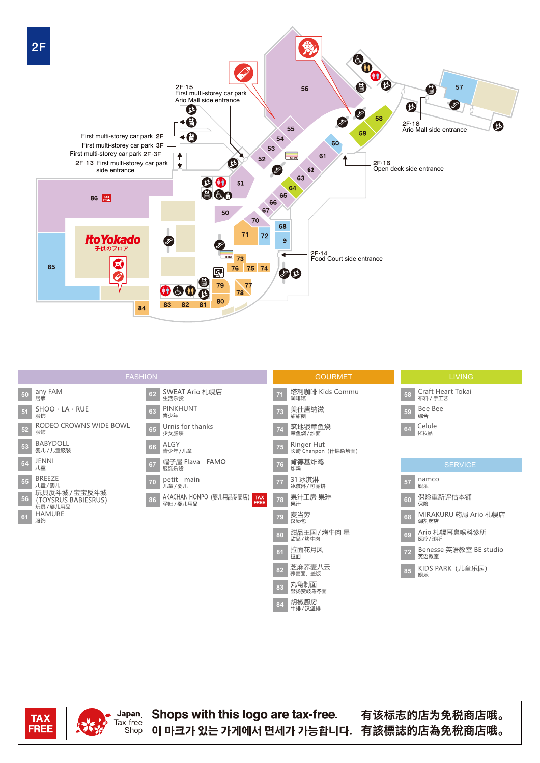# 2F

2F·15 First multi-storey car park Ario Mall side entrance

First multi-storey car park 2F
First multi-storey car park 3F
First multi-storey car park 2F·3F
2F·13 First multi-storey car park side entrance

2F·18 Ario Mall side entrance

2F·16 Open deck side entrance

2F·14 Food Court side entrance

Ito Yokado 子供のフロア

## FASHION

| No. | Shop | Category |
|---|---|---|
| 50 | any FAM | 居家 |
| 51 | SHOO · LA · RUE | 服饰 |
| 52 | RODEO CROWNS WIDE BOWL | 服饰 |
| 53 | BABYDOLL | 婴儿 / 儿童服装 |
| 54 | JENNI | 儿童 |
| 55 | BREEZE | 儿童 / 婴儿 |
| 56 | 玩具反斗城 / 宝宝反斗城 (TOYSRUS BABIESRUS) | 玩具 / 婴儿用品 |
| 61 | HAMURE | 服饰 |
| 62 | SWEAT Ario 札幌店 | 生活杂货 |
| 63 | PINKHUNT | 青少年 |
| 65 | Urnis for thanks | 少女服装 |
| 66 | ALGY | 青少年 / 儿童 |
| 67 | 帽子屋 Flava　FAMO | 服饰杂货 |
| 70 | petit　main | 儿童 / 婴儿 |
| 86 | AKACHAN HONPO（婴儿用品专卖店）TAX FREE | 孕妇 / 婴儿用品 |

## GOURMET

| No. | Shop | Category |
|---|---|---|
| 71 | 塔利咖啡 Kids Commu | 咖啡馆 |
| 73 | 美仕唐纳滋 | 甜甜圈 |
| 74 | 筑地银章鱼烧 | 章鱼烧 / 炒面 |
| 75 | Ringer Hut | 长崎 Chanpon（什锦杂烩面） |
| 76 | 肯德基炸鸡 | 炸鸡 |
| 77 | 31 冰淇淋 | 冰淇淋 / 可丽饼 |
| 78 | 果汁工房 果琳 | 果汁 |
| 79 | 麦当劳 | 汉堡包 |
| 80 | 甜品王国 / 烤牛肉 星 | 甜品 / 烤牛肉 |
| 81 | 拉面花月风 | 拉面 |
| 82 | 芝麻荞麦八云 | 荞麦面、盖饭 |
| 83 | 丸龟制面 | 釜扬赞岐乌冬面 |
| 84 | 胡椒厨房 | 牛排 / 汉堡排 |

## LIVING

| No. | Shop | Category |
|---|---|---|
| 58 | Craft Heart Tokai | 布料 / 手工艺 |
| 59 | Bee Bee | 综合 |
| 64 | Celule | 化妆品 |

## SERVICE

| No. | Shop | Category |
|---|---|---|
| 57 | namco | 娱乐 |
| 60 | 保险重新评估本铺 | 保险 |
| 68 | MIRAKURU 药局 Ario 札幌店 | 调剂药店 |
| 69 | Ario 札幌耳鼻喉科诊所 | 医疗 / 诊所 |
| 72 | Benesse 英语教室 BE studio | 英语教室 |
| 85 | KIDS PARK（儿童乐园） | 娱乐 |

TAX FREE | Japan. Tax-free Shop

**Shops with this logo are tax-free.** **有该标志的店为免税商店哦。**
**이 마크가 있는 가게에서 면세가 가능합니다.** **有該標誌的店為免稅商店哦。**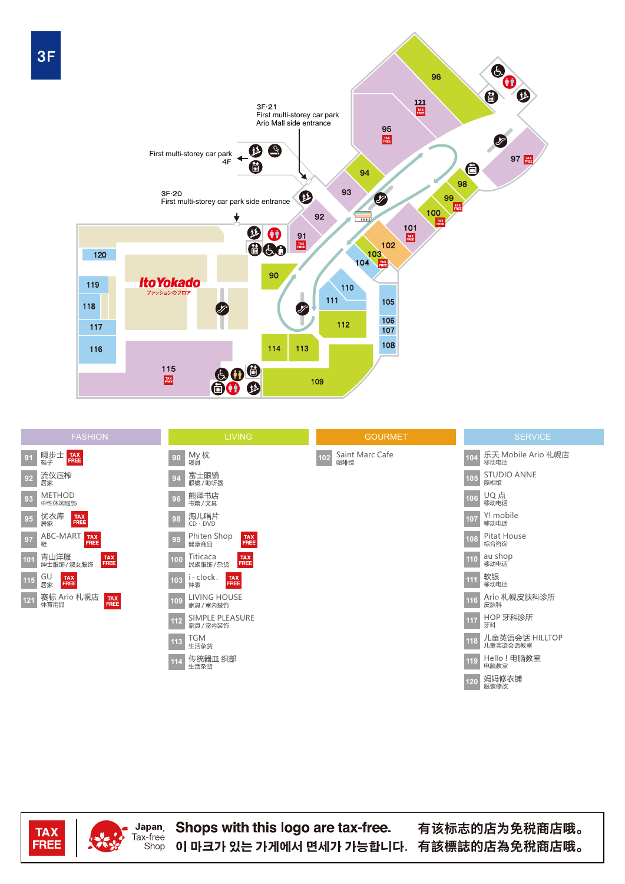# 3F

3F-21
First multi-storey car park
Ario Mall side entrance

First multi-storey car park
4F

3F-20
First multi-storey car park side entrance

ItoYokado
ファッションのフロア

| FASHION | | | LIVING | | | GOURMET | | | SERVICE | | |
|---|---|---|---|---|---|---|---|---|---|---|---|
| 91 | 暇步士 鞋子 | TAX FREE | 90 | My 枕 寝具 | | 102 | Saint Marc Cafe 咖啡馆 | | 104 | 乐天 Mobile Ario 札幌店 移动电话 | |
| 92 | 流仪压榨 居家 | | 94 | 富士眼镜 眼镜 / 助听器 | | | | | 105 | STUDIO ANNE 照相馆 | |
| 93 | METHOD 中性休闲服饰 | | 96 | 熊泽书店 书籍 / 文具 | | | | | 106 | UQ 点 移动电话 | |
| 95 | 优衣库 居家 | TAX FREE | 98 | 淘儿唱片 CD · DVD | | | | | 107 | Y! mobile 移动电话 | |
| 97 | ABC-MART 鞋 | TAX FREE | 99 | Phiten Shop 健康商品 | TAX FREE | | | | 108 | Pitat House 综合咨询 | |
| 101 | 青山洋服 绅士服饰 / 淑女服饰 | TAX FREE | 100 | Titicaca 民族服饰 / 杂货 | TAX FREE | | | | 110 | au shop 移动电话 | |
| 115 | GU 居家 | TAX FREE | 103 | i - clock. 钟表 | TAX FREE | | | | 111 | 软银 移动电话 | |
| 121 | 赛标 Ario 札幌店 体育用品 | TAX FREE | 109 | LIVING HOUSE 家具 / 室内装饰 | | | | | 116 | Ario 札幌皮肤科诊所 皮肤科 | |
| | | | 112 | SIMPLE PLEASURE 家具 / 室内装饰 | | | | | 117 | HOP 牙科诊所 牙科 | |
| | | | 113 | TGM 生活杂货 | | | | | 118 | 儿童英语会话 HILLTOP 儿童英语会话教室 | |
| | | | 114 | 传统器皿 织部 生活杂货 | | | | | 119 | Hello ! 电脑教室 电脑教室 | |
| | | | | | | | | | 120 | 妈妈修衣铺 服装修改 | |

TAX FREE | Japan. Tax-free Shop

Shops with this logo are tax-free.
이 마크가 있는 가게에서 면세가 가능합니다.
有该标志的店为免税商店哦。
有該標誌的店為免稅商店哦。